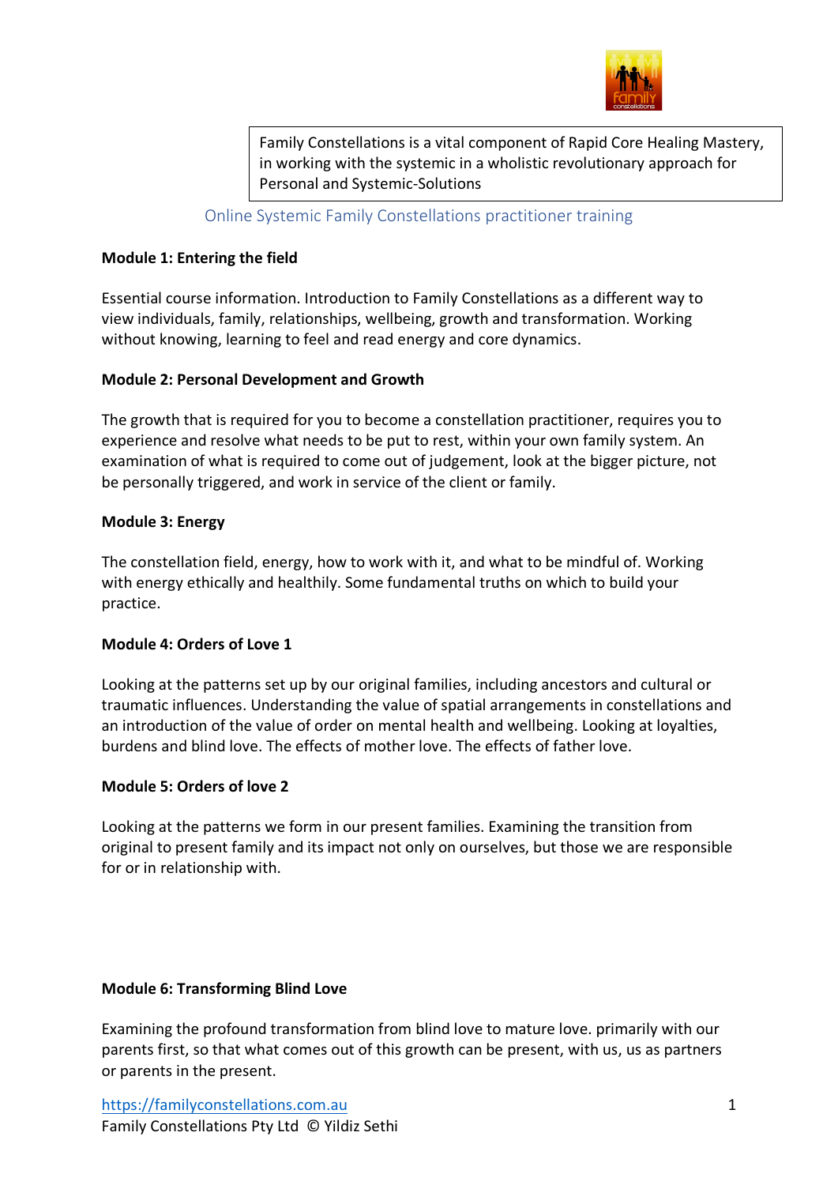Family Constellations is a vital component of Rapid Core Healing Mastery, in working with the systemic in a wholistic revolutionary approach for Personal and Systemic-Solutions

## Online Systemic Family Constellations practitioner training

**Module 1: Entering the field**

Essential course information. Introduction to Family Constellations as a different way to view individuals, family, relationships, wellbeing, growth and transformation. Working without knowing, learning to feel and read energy and core dynamics.

**Module 2: Personal Development and Growth**

The growth that is required for you to become a constellation practitioner, requires you to experience and resolve what needs to be put to rest, within your own family system. An examination of what is required to come out of judgement, look at the bigger picture, not be personally triggered, and work in service of the client or family.

**Module 3: Energy**

The constellation field, energy, how to work with it, and what to be mindful of. Working with energy ethically and healthily. Some fundamental truths on which to build your practice.

**Module 4: Orders of Love 1**

Looking at the patterns set up by our original families, including ancestors and cultural or traumatic influences. Understanding the value of spatial arrangements in constellations and an introduction of the value of order on mental health and wellbeing. Looking at loyalties, burdens and blind love. The effects of mother love. The effects of father love.

**Module 5: Orders of love 2**

Looking at the patterns we form in our present families. Examining the transition from original to present family and its impact not only on ourselves, but those we are responsible for or in relationship with.

**Module 6: Transforming Blind Love**

Examining the profound transformation from blind love to mature love. primarily with our parents first, so that what comes out of this growth can be present, with us, us as partners or parents in the present.

https://familyconstellations.com.au
Family Constellations Pty Ltd © Yildiz Sethi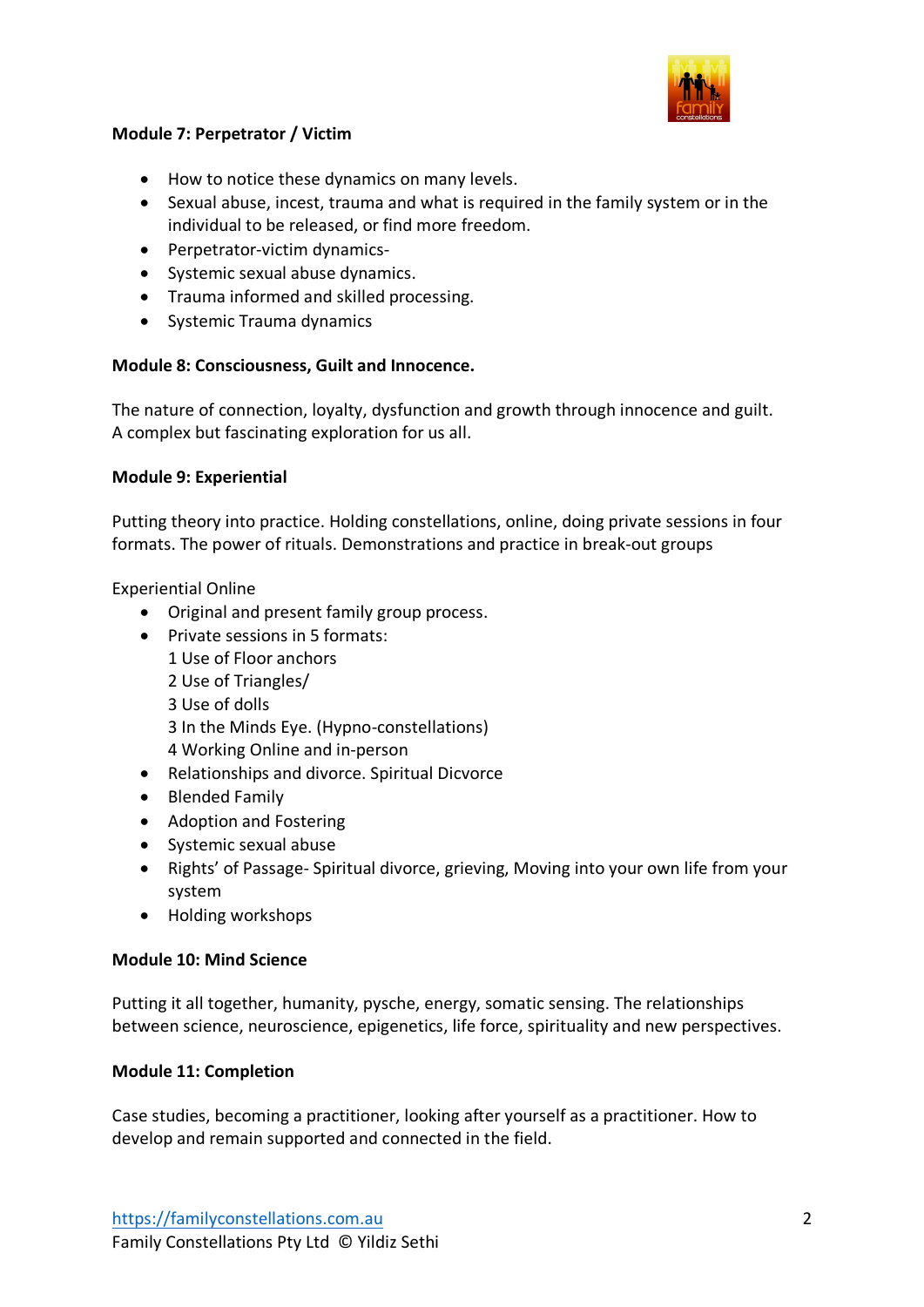**Module 7: Perpetrator / Victim**

- How to notice these dynamics on many levels.
- Sexual abuse, incest, trauma and what is required in the family system or in the individual to be released, or find more freedom.
- Perpetrator-victim dynamics-
- Systemic sexual abuse dynamics.
- Trauma informed and skilled processing.
- Systemic Trauma dynamics

**Module 8: Consciousness, Guilt and Innocence.**

The nature of connection, loyalty, dysfunction and growth through innocence and guilt. A complex but fascinating exploration for us all.

**Module 9: Experiential**

Putting theory into practice. Holding constellations, online, doing private sessions in four formats. The power of rituals. Demonstrations and practice in break-out groups

Experiential Online

- Original and present family group process.
- Private sessions in 5 formats:
  1 Use of Floor anchors
  2 Use of Triangles/
  3 Use of dolls
  3 In the Minds Eye. (Hypno-constellations)
  4 Working Online and in-person
- Relationships and divorce. Spiritual Dicvorce
- Blended Family
- Adoption and Fostering
- Systemic sexual abuse
- Rights' of Passage- Spiritual divorce, grieving, Moving into your own life from your system
- Holding workshops

**Module 10: Mind Science**

Putting it all together, humanity, pysche, energy, somatic sensing. The relationships between science, neuroscience, epigenetics, life force, spirituality and new perspectives.

**Module 11: Completion**

Case studies, becoming a practitioner, looking after yourself as a practitioner. How to develop and remain supported and connected in the field.

https://familyconstellations.com.au
Family Constellations Pty Ltd © Yildiz Sethi